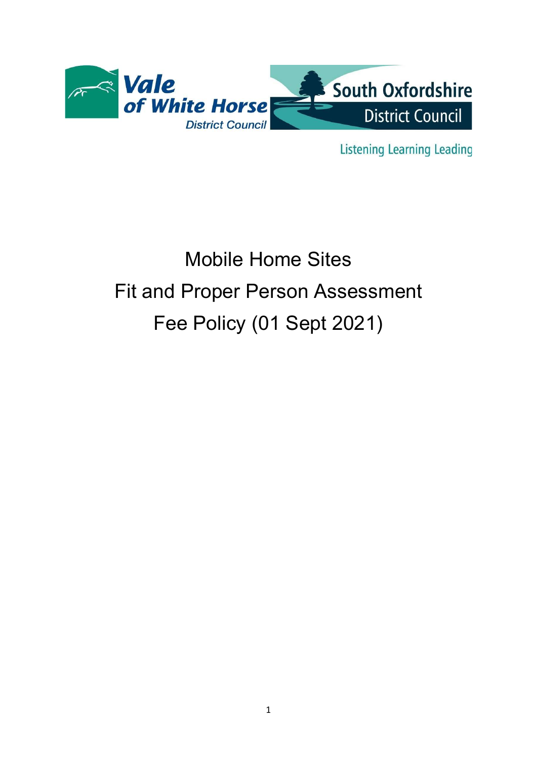Vale of White Horse District Council

South Oxfordshire District Council

Listening Learning Leading

# Mobile Home Sites
# Fit and Proper Person Assessment
# Fee Policy (01 Sept 2021)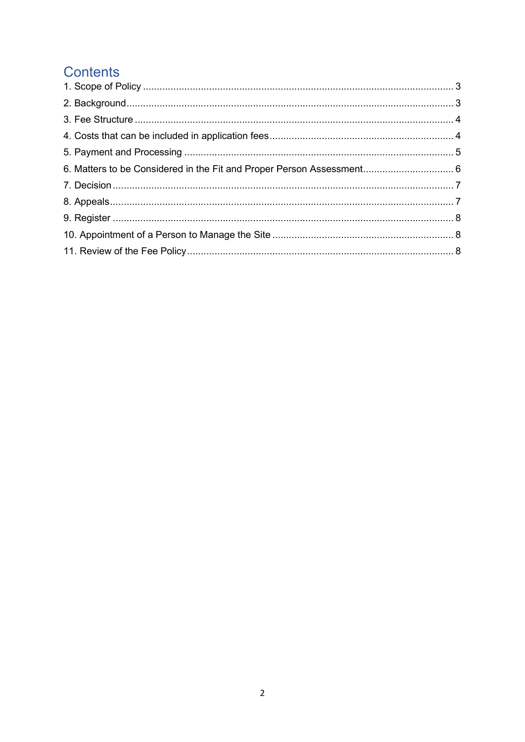# Contents

1. Scope of Policy ..... 3
2. Background ..... 3
3. Fee Structure ..... 4
4. Costs that can be included in application fees ..... 4
5. Payment and Processing ..... 5
6. Matters to be Considered in the Fit and Proper Person Assessment ..... 6
7. Decision ..... 7
8. Appeals ..... 7
9. Register ..... 8
10. Appointment of a Person to Manage the Site ..... 8
11. Review of the Fee Policy ..... 8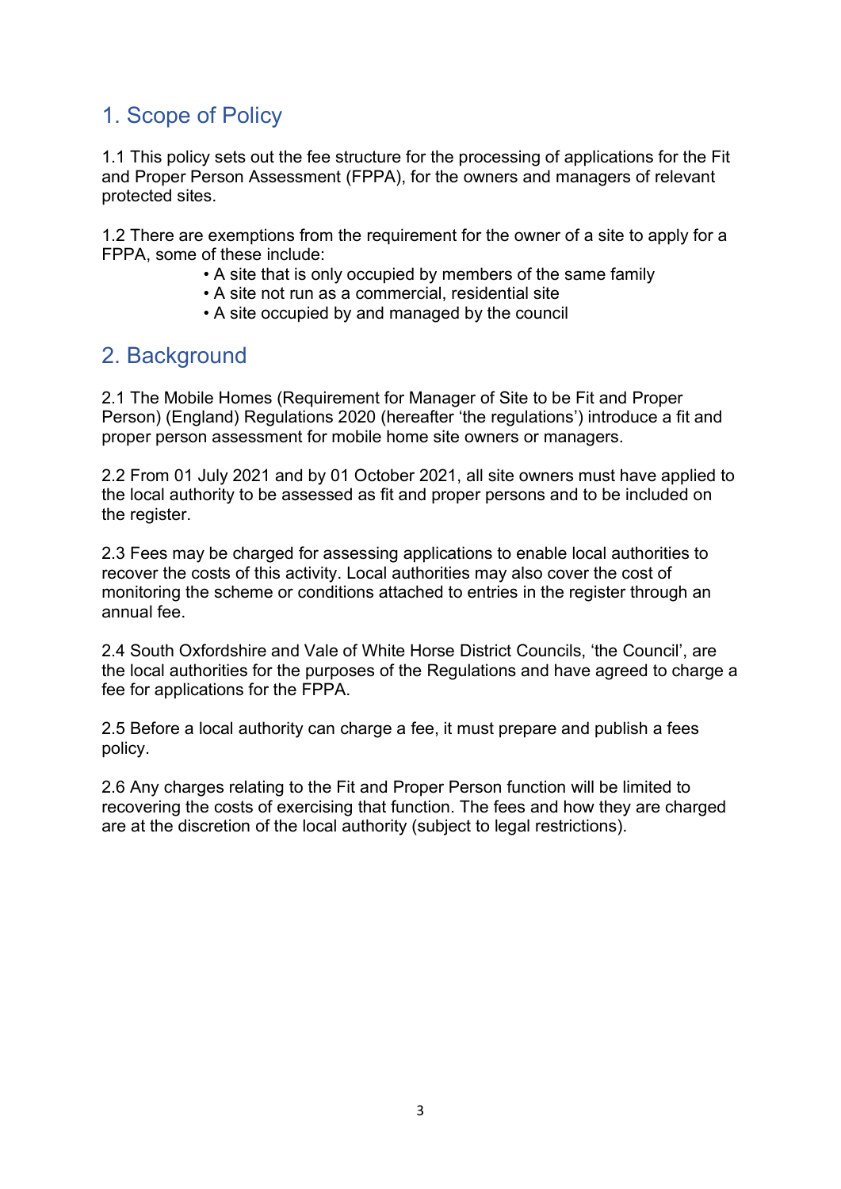## 1. Scope of Policy

1.1 This policy sets out the fee structure for the processing of applications for the Fit and Proper Person Assessment (FPPA), for the owners and managers of relevant protected sites.

1.2 There are exemptions from the requirement for the owner of a site to apply for a FPPA, some of these include:

- A site that is only occupied by members of the same family
- A site not run as a commercial, residential site
- A site occupied by and managed by the council

## 2. Background

2.1 The Mobile Homes (Requirement for Manager of Site to be Fit and Proper Person) (England) Regulations 2020 (hereafter 'the regulations') introduce a fit and proper person assessment for mobile home site owners or managers.

2.2 From 01 July 2021 and by 01 October 2021, all site owners must have applied to the local authority to be assessed as fit and proper persons and to be included on the register.

2.3 Fees may be charged for assessing applications to enable local authorities to recover the costs of this activity. Local authorities may also cover the cost of monitoring the scheme or conditions attached to entries in the register through an annual fee.

2.4 South Oxfordshire and Vale of White Horse District Councils, 'the Council', are the local authorities for the purposes of the Regulations and have agreed to charge a fee for applications for the FPPA.

2.5 Before a local authority can charge a fee, it must prepare and publish a fees policy.

2.6 Any charges relating to the Fit and Proper Person function will be limited to recovering the costs of exercising that function. The fees and how they are charged are at the discretion of the local authority (subject to legal restrictions).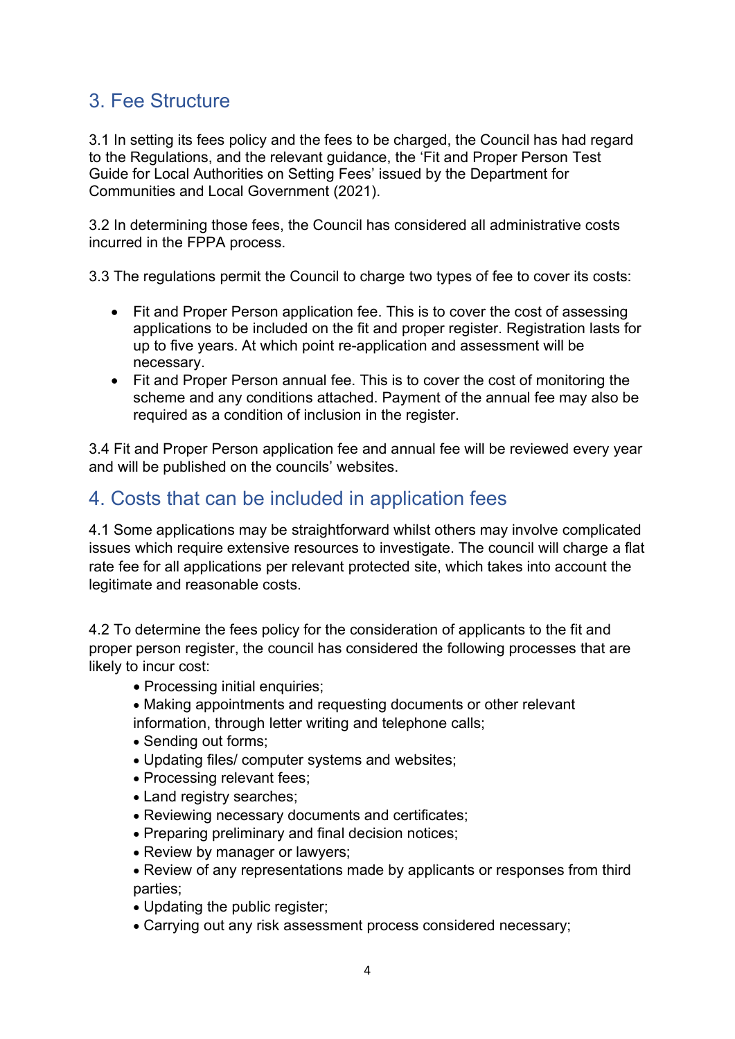## 3. Fee Structure

3.1 In setting its fees policy and the fees to be charged, the Council has had regard to the Regulations, and the relevant guidance, the 'Fit and Proper Person Test Guide for Local Authorities on Setting Fees' issued by the Department for Communities and Local Government (2021).

3.2 In determining those fees, the Council has considered all administrative costs incurred in the FPPA process.

3.3 The regulations permit the Council to charge two types of fee to cover its costs:

- Fit and Proper Person application fee. This is to cover the cost of assessing applications to be included on the fit and proper register. Registration lasts for up to five years. At which point re-application and assessment will be necessary.
- Fit and Proper Person annual fee. This is to cover the cost of monitoring the scheme and any conditions attached. Payment of the annual fee may also be required as a condition of inclusion in the register.

3.4 Fit and Proper Person application fee and annual fee will be reviewed every year and will be published on the councils' websites.

## 4. Costs that can be included in application fees

4.1 Some applications may be straightforward whilst others may involve complicated issues which require extensive resources to investigate. The council will charge a flat rate fee for all applications per relevant protected site, which takes into account the legitimate and reasonable costs.

4.2 To determine the fees policy for the consideration of applicants to the fit and proper person register, the council has considered the following processes that are likely to incur cost:

- Processing initial enquiries;
- Making appointments and requesting documents or other relevant information, through letter writing and telephone calls;
- Sending out forms;
- Updating files/ computer systems and websites;
- Processing relevant fees;
- Land registry searches;
- Reviewing necessary documents and certificates;
- Preparing preliminary and final decision notices;
- Review by manager or lawyers;
- Review of any representations made by applicants or responses from third parties;
- Updating the public register;
- Carrying out any risk assessment process considered necessary;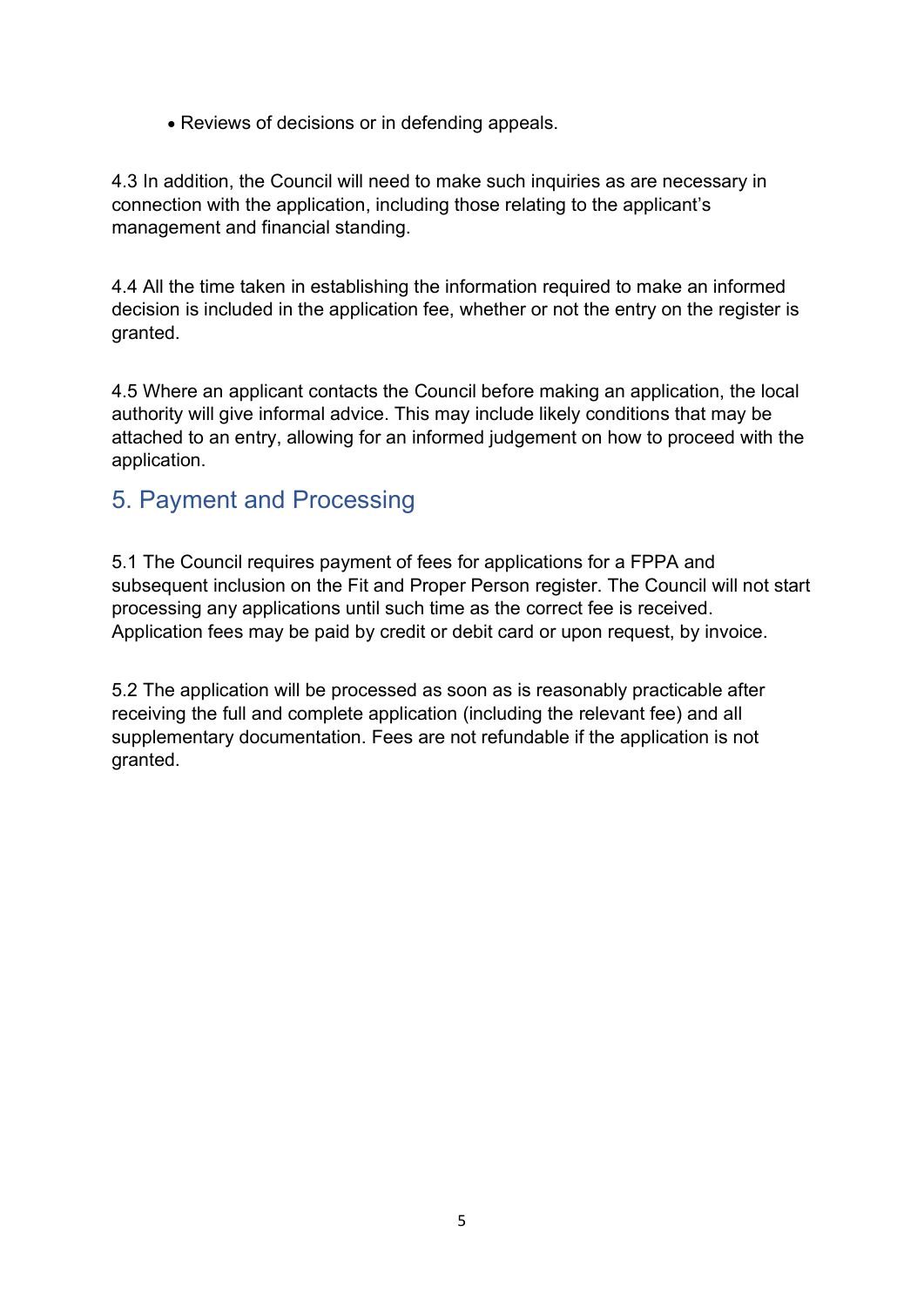- Reviews of decisions or in defending appeals.

4.3 In addition, the Council will need to make such inquiries as are necessary in connection with the application, including those relating to the applicant's management and financial standing.

4.4 All the time taken in establishing the information required to make an informed decision is included in the application fee, whether or not the entry on the register is granted.

4.5 Where an applicant contacts the Council before making an application, the local authority will give informal advice. This may include likely conditions that may be attached to an entry, allowing for an informed judgement on how to proceed with the application.

## 5. Payment and Processing

5.1 The Council requires payment of fees for applications for a FPPA and subsequent inclusion on the Fit and Proper Person register. The Council will not start processing any applications until such time as the correct fee is received. Application fees may be paid by credit or debit card or upon request, by invoice.

5.2 The application will be processed as soon as is reasonably practicable after receiving the full and complete application (including the relevant fee) and all supplementary documentation. Fees are not refundable if the application is not granted.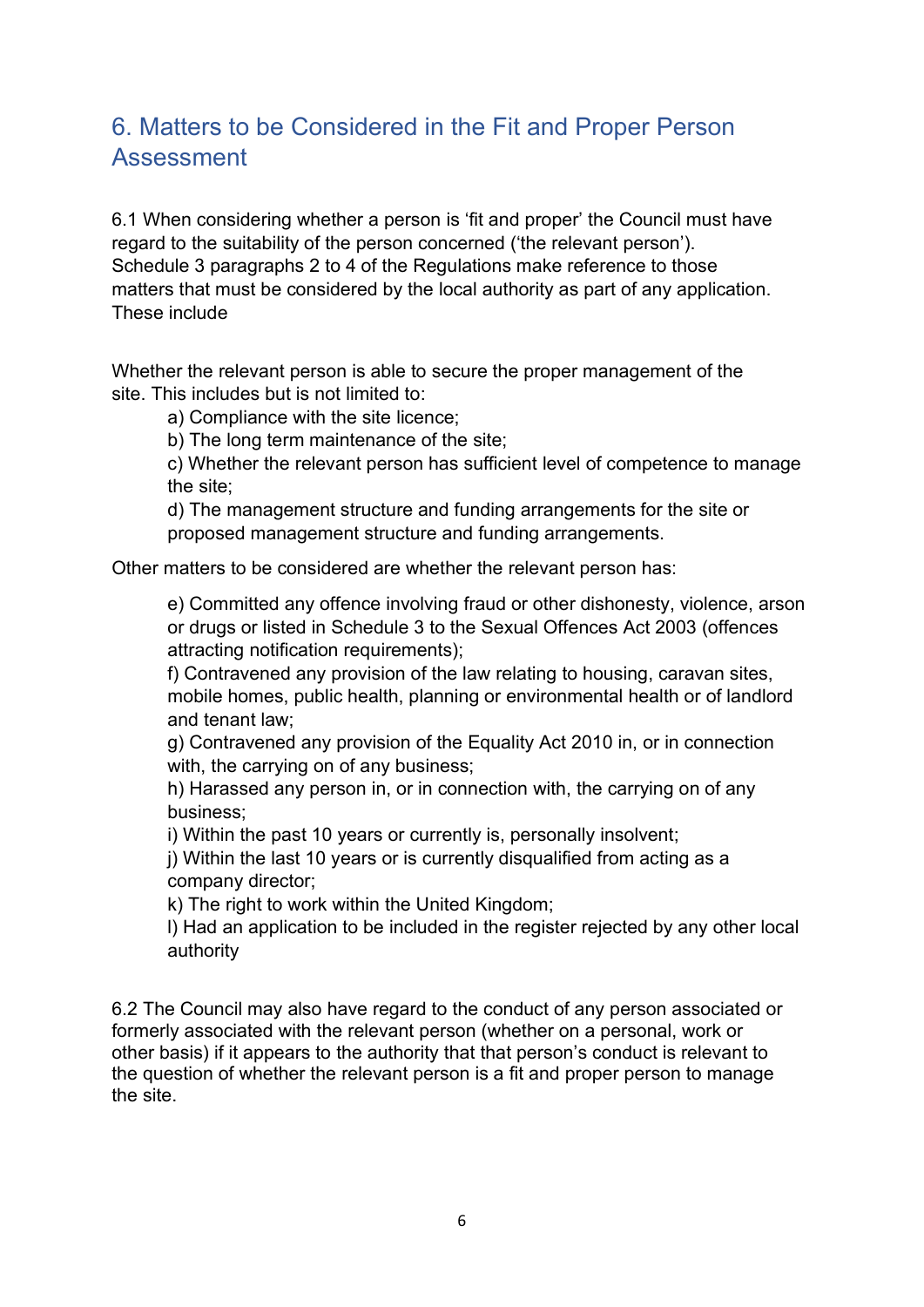## 6. Matters to be Considered in the Fit and Proper Person Assessment

6.1 When considering whether a person is 'fit and proper' the Council must have regard to the suitability of the person concerned ('the relevant person'). Schedule 3 paragraphs 2 to 4 of the Regulations make reference to those matters that must be considered by the local authority as part of any application. These include

Whether the relevant person is able to secure the proper management of the site. This includes but is not limited to:

> a) Compliance with the site licence;
> b) The long term maintenance of the site;
> c) Whether the relevant person has sufficient level of competence to manage the site;
> d) The management structure and funding arrangements for the site or proposed management structure and funding arrangements.

Other matters to be considered are whether the relevant person has:

> e) Committed any offence involving fraud or other dishonesty, violence, arson or drugs or listed in Schedule 3 to the Sexual Offences Act 2003 (offences attracting notification requirements);
> f) Contravened any provision of the law relating to housing, caravan sites, mobile homes, public health, planning or environmental health or of landlord and tenant law;
> g) Contravened any provision of the Equality Act 2010 in, or in connection with, the carrying on of any business;
> h) Harassed any person in, or in connection with, the carrying on of any business;
> i) Within the past 10 years or currently is, personally insolvent;
> j) Within the last 10 years or is currently disqualified from acting as a company director;
> k) The right to work within the United Kingdom;
> l) Had an application to be included in the register rejected by any other local authority

6.2 The Council may also have regard to the conduct of any person associated or formerly associated with the relevant person (whether on a personal, work or other basis) if it appears to the authority that that person's conduct is relevant to the question of whether the relevant person is a fit and proper person to manage the site.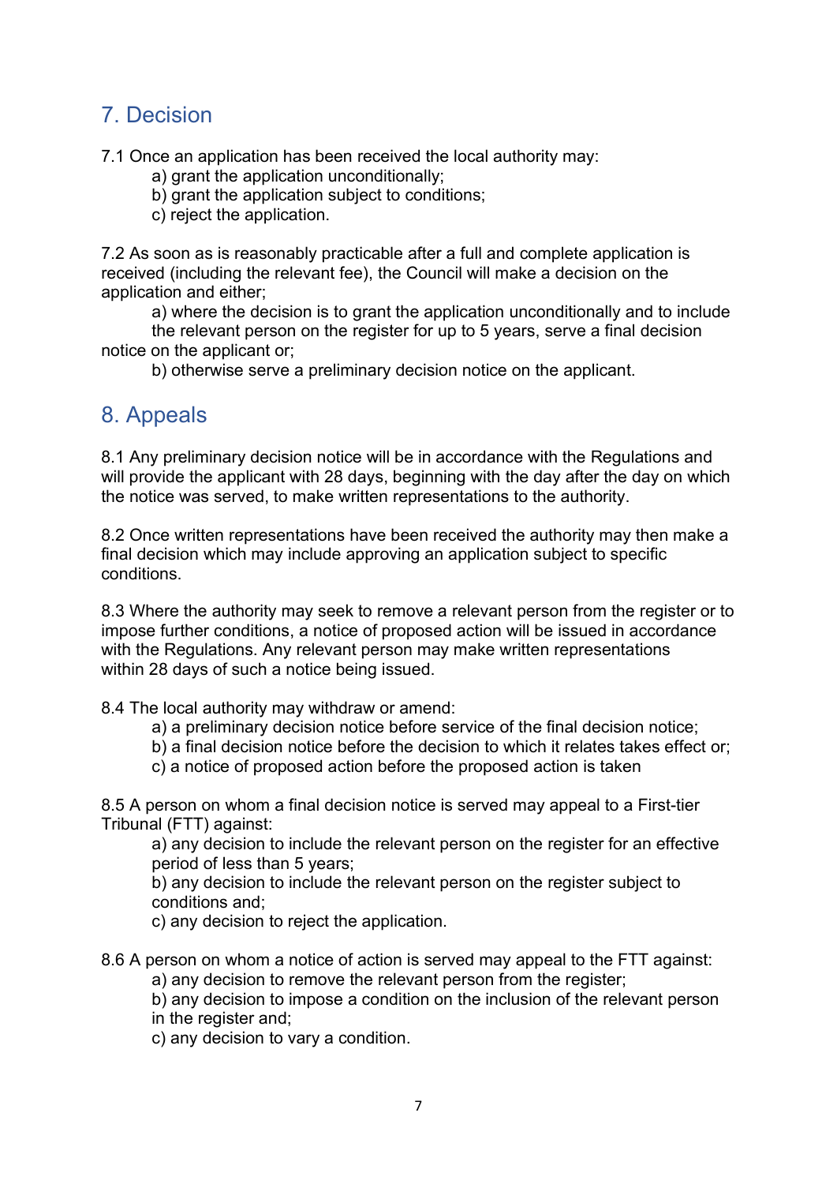## 7. Decision

7.1 Once an application has been received the local authority may:

a) grant the application unconditionally;
b) grant the application subject to conditions;
c) reject the application.

7.2 As soon as is reasonably practicable after a full and complete application is received (including the relevant fee), the Council will make a decision on the application and either;

a) where the decision is to grant the application unconditionally and to include the relevant person on the register for up to 5 years, serve a final decision notice on the applicant or;
b) otherwise serve a preliminary decision notice on the applicant.

## 8. Appeals

8.1 Any preliminary decision notice will be in accordance with the Regulations and will provide the applicant with 28 days, beginning with the day after the day on which the notice was served, to make written representations to the authority.

8.2 Once written representations have been received the authority may then make a final decision which may include approving an application subject to specific conditions.

8.3 Where the authority may seek to remove a relevant person from the register or to impose further conditions, a notice of proposed action will be issued in accordance with the Regulations. Any relevant person may make written representations within 28 days of such a notice being issued.

8.4 The local authority may withdraw or amend:

a) a preliminary decision notice before service of the final decision notice;
b) a final decision notice before the decision to which it relates takes effect or;
c) a notice of proposed action before the proposed action is taken

8.5 A person on whom a final decision notice is served may appeal to a First-tier Tribunal (FTT) against:

a) any decision to include the relevant person on the register for an effective period of less than 5 years;
b) any decision to include the relevant person on the register subject to conditions and;
c) any decision to reject the application.

8.6 A person on whom a notice of action is served may appeal to the FTT against:

a) any decision to remove the relevant person from the register;
b) any decision to impose a condition on the inclusion of the relevant person in the register and;
c) any decision to vary a condition.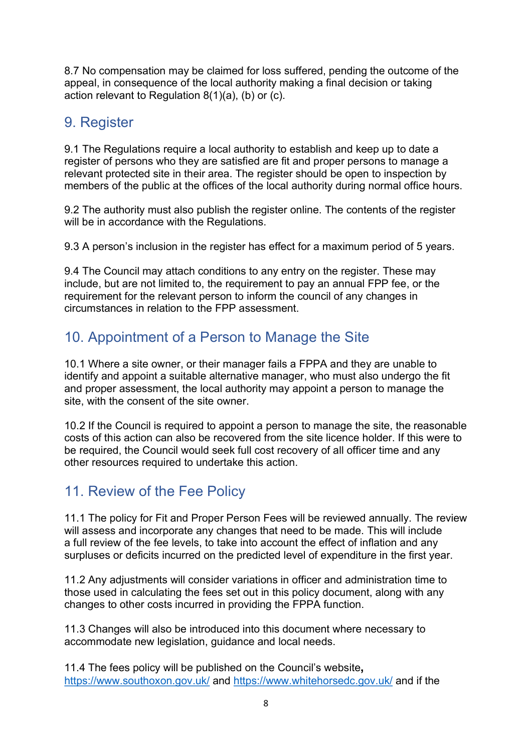8.7 No compensation may be claimed for loss suffered, pending the outcome of the appeal, in consequence of the local authority making a final decision or taking action relevant to Regulation 8(1)(a), (b) or (c).

## 9. Register

9.1 The Regulations require a local authority to establish and keep up to date a register of persons who they are satisfied are fit and proper persons to manage a relevant protected site in their area. The register should be open to inspection by members of the public at the offices of the local authority during normal office hours.

9.2 The authority must also publish the register online. The contents of the register will be in accordance with the Regulations.

9.3 A person's inclusion in the register has effect for a maximum period of 5 years.

9.4 The Council may attach conditions to any entry on the register. These may include, but are not limited to, the requirement to pay an annual FPP fee, or the requirement for the relevant person to inform the council of any changes in circumstances in relation to the FPP assessment.

## 10. Appointment of a Person to Manage the Site

10.1 Where a site owner, or their manager fails a FPPA and they are unable to identify and appoint a suitable alternative manager, who must also undergo the fit and proper assessment, the local authority may appoint a person to manage the site, with the consent of the site owner.

10.2 If the Council is required to appoint a person to manage the site, the reasonable costs of this action can also be recovered from the site licence holder. If this were to be required, the Council would seek full cost recovery of all officer time and any other resources required to undertake this action.

## 11. Review of the Fee Policy

11.1 The policy for Fit and Proper Person Fees will be reviewed annually. The review will assess and incorporate any changes that need to be made. This will include a full review of the fee levels, to take into account the effect of inflation and any surpluses or deficits incurred on the predicted level of expenditure in the first year.

11.2 Any adjustments will consider variations in officer and administration time to those used in calculating the fees set out in this policy document, along with any changes to other costs incurred in providing the FPPA function.

11.3 Changes will also be introduced into this document where necessary to accommodate new legislation, guidance and local needs.

11.4 The fees policy will be published on the Council's website**,** [https://www.southoxon.gov.uk/](https://www.southoxon.gov.uk/) and [https://www.whitehorsedc.gov.uk/](https://www.whitehorsedc.gov.uk/) and if the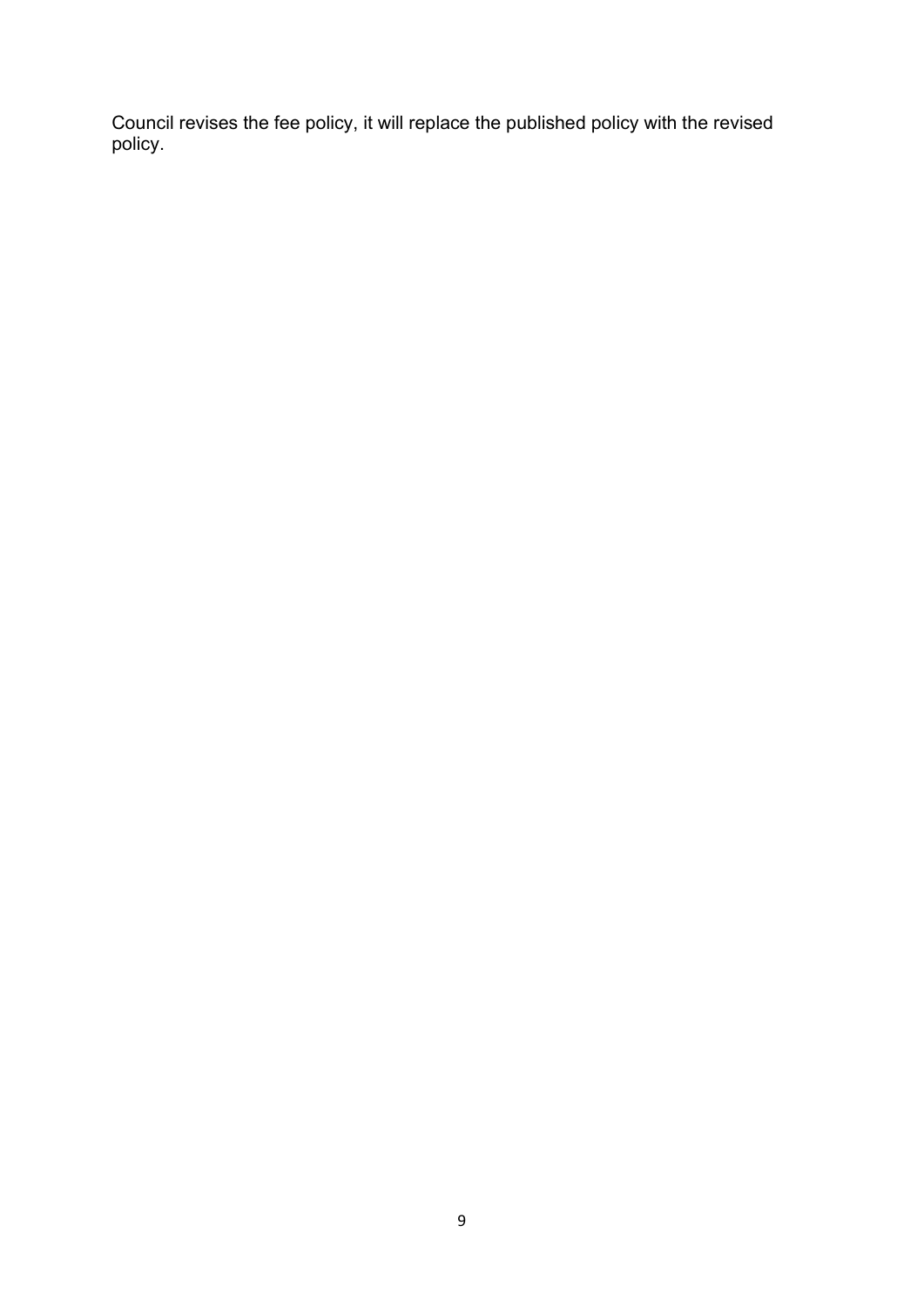Council revises the fee policy, it will replace the published policy with the revised policy.